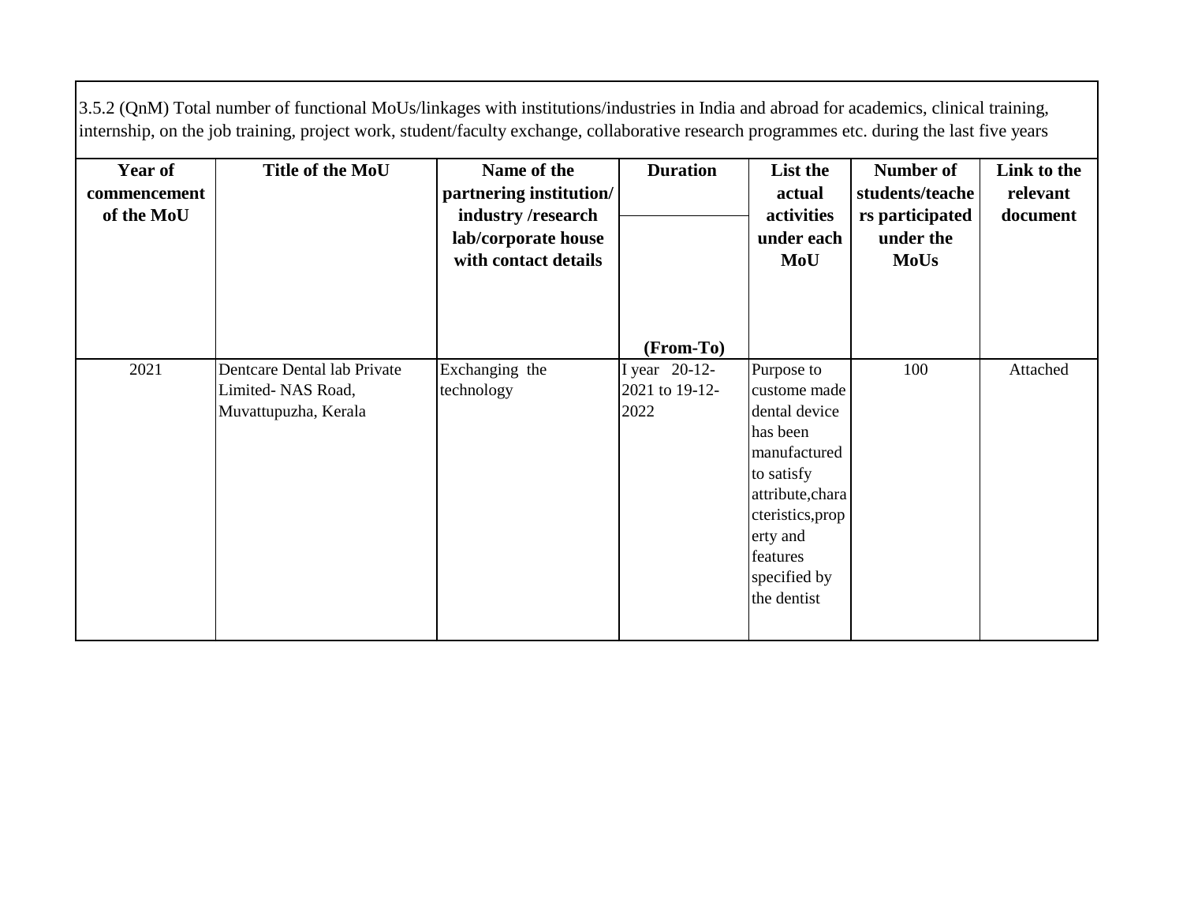3.5.2 (QnM) Total number of functional MoUs/linkages with institutions/industries in India and abroad for academics, clinical training, internship, on the job training, project work, student/faculty exchange, collaborative research programmes etc. during the last five years

| Year of commencement of the MoU | Title of the MoU | Name of the partnering institution/ industry /research lab/corporate house with contact details | Duration (From-To) | List the actual activities under each MoU | Number of students/teachers participated under the MoUs | Link to the relevant document |
|---|---|---|---|---|---|---|
| 2021 | Dentcare Dental lab Private Limited- NAS Road, Muvattupuzha, Kerala | Exchanging the technology | I year 20-12-2021 to 19-12-2022 | Purpose to custome made dental device has been manufactured to satisfy attribute,characteristics,property and features specified by the dentist | 100 | Attached |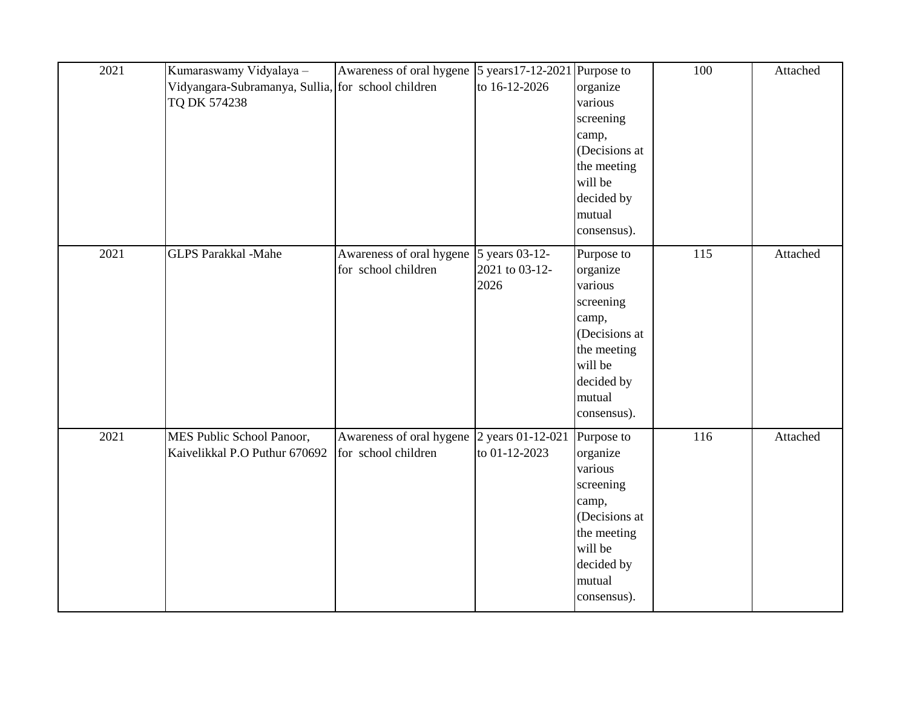| 2021 | Kumaraswamy Vidyalaya – Vidyangara-Subramanya, Sullia, TQ DK 574238 | Awareness of oral hygene for school children | 5 years17-12-2021 to 16-12-2026 | Purpose to organize various screening camp, (Decisions at the meeting will be decided by mutual consensus). | 100 | Attached |
|---|---|---|---|---|---|---|
| 2021 | GLPS Parakkal -Mahe | Awareness of oral hygene for school children | 5 years 03-12-2021 to 03-12-2026 | Purpose to organize various screening camp, (Decisions at the meeting will be decided by mutual consensus). | 115 | Attached |
| 2021 | MES Public School Panoor, Kaivelikkal P.O Puthur 670692 | Awareness of oral hygene for school children | 2 years 01-12-021 to 01-12-2023 | Purpose to organize various screening camp, (Decisions at the meeting will be decided by mutual consensus). | 116 | Attached |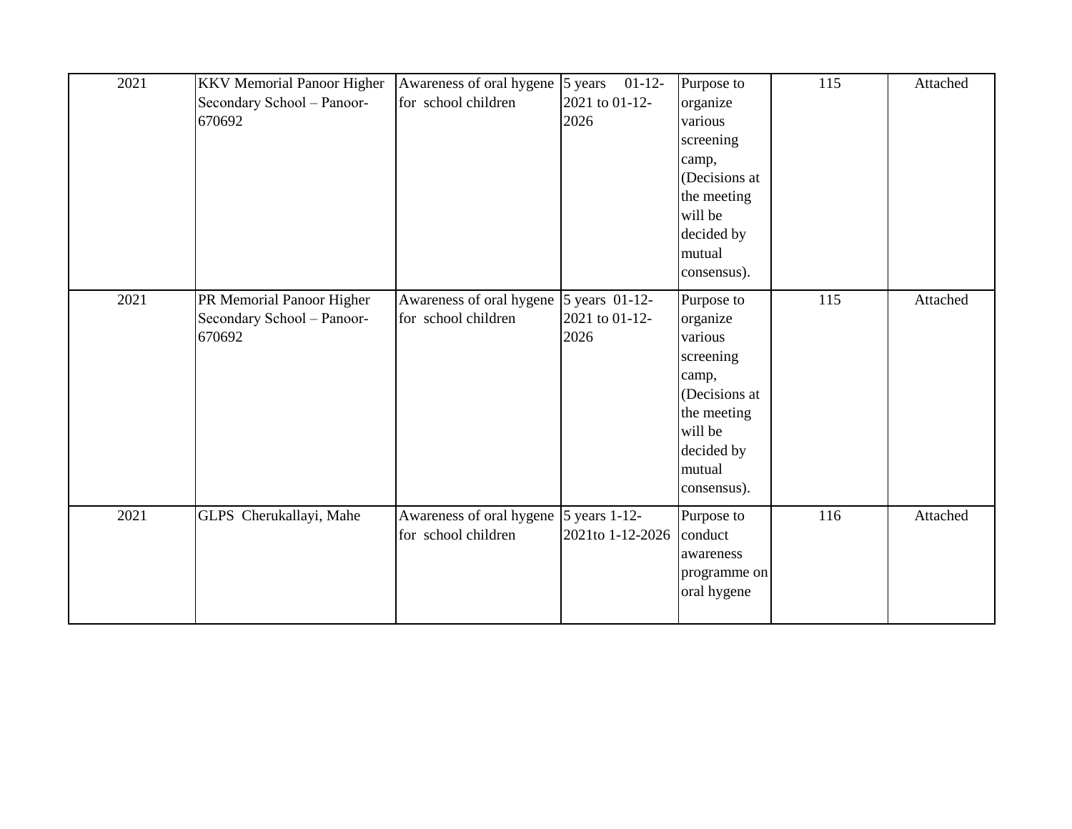| 2021 | KKV Memorial Panoor Higher Secondary School – Panoor-670692 | Awareness of oral hygene for school children | 5 years 01-12-2021 to 01-12-2026 | Purpose to organize various screening camp, (Decisions at the meeting will be decided by mutual consensus). | 115 | Attached |
|---|---|---|---|---|---|---|
| 2021 | PR Memorial Panoor Higher Secondary School – Panoor-670692 | Awareness of oral hygene for school children | 5 years 01-12-2021 to 01-12-2026 | Purpose to organize various screening camp, (Decisions at the meeting will be decided by mutual consensus). | 115 | Attached |
| 2021 | GLPS Cherukallayi, Mahe | Awareness of oral hygene for school children | 5 years 1-12-2021to 1-12-2026 | Purpose to conduct awareness programme on oral hygene | 116 | Attached |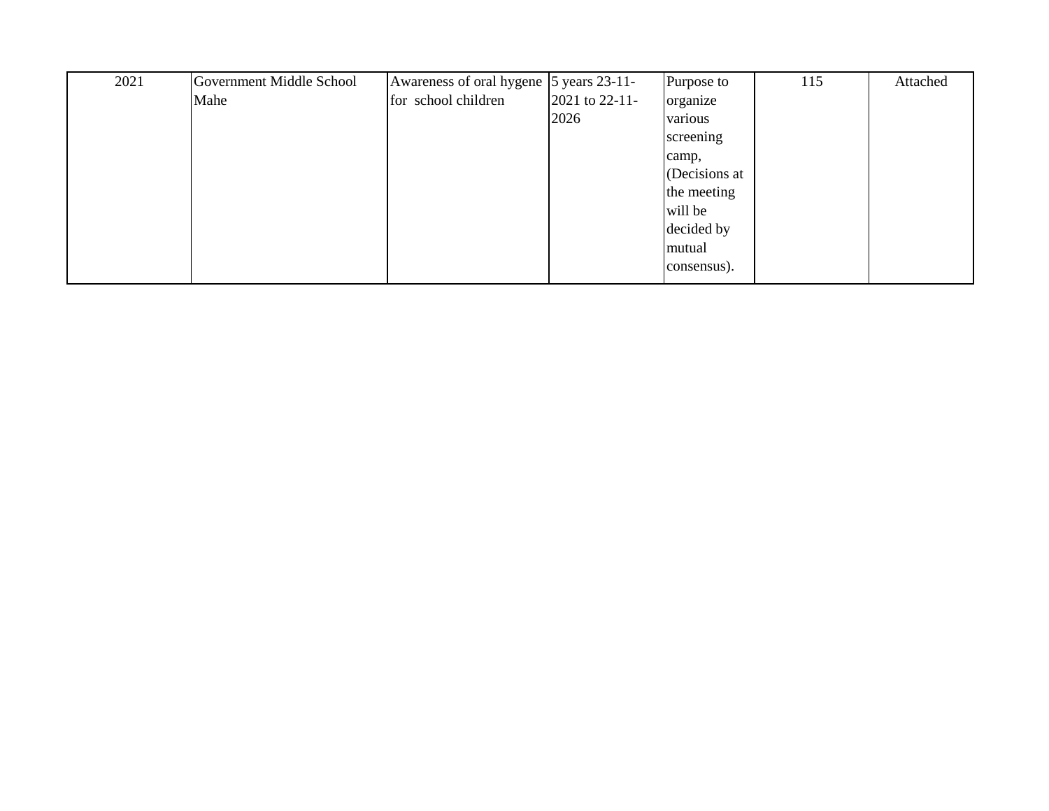| | | | | | | |
|---|---|---|---|---|---|---|
| 2021 | Government Middle School Mahe | Awareness of oral hygene for school children | 5 years 23-11-2021 to 22-11-2026 | Purpose to organize various screening camp, (Decisions at the meeting will be decided by mutual consensus). | 115 | Attached |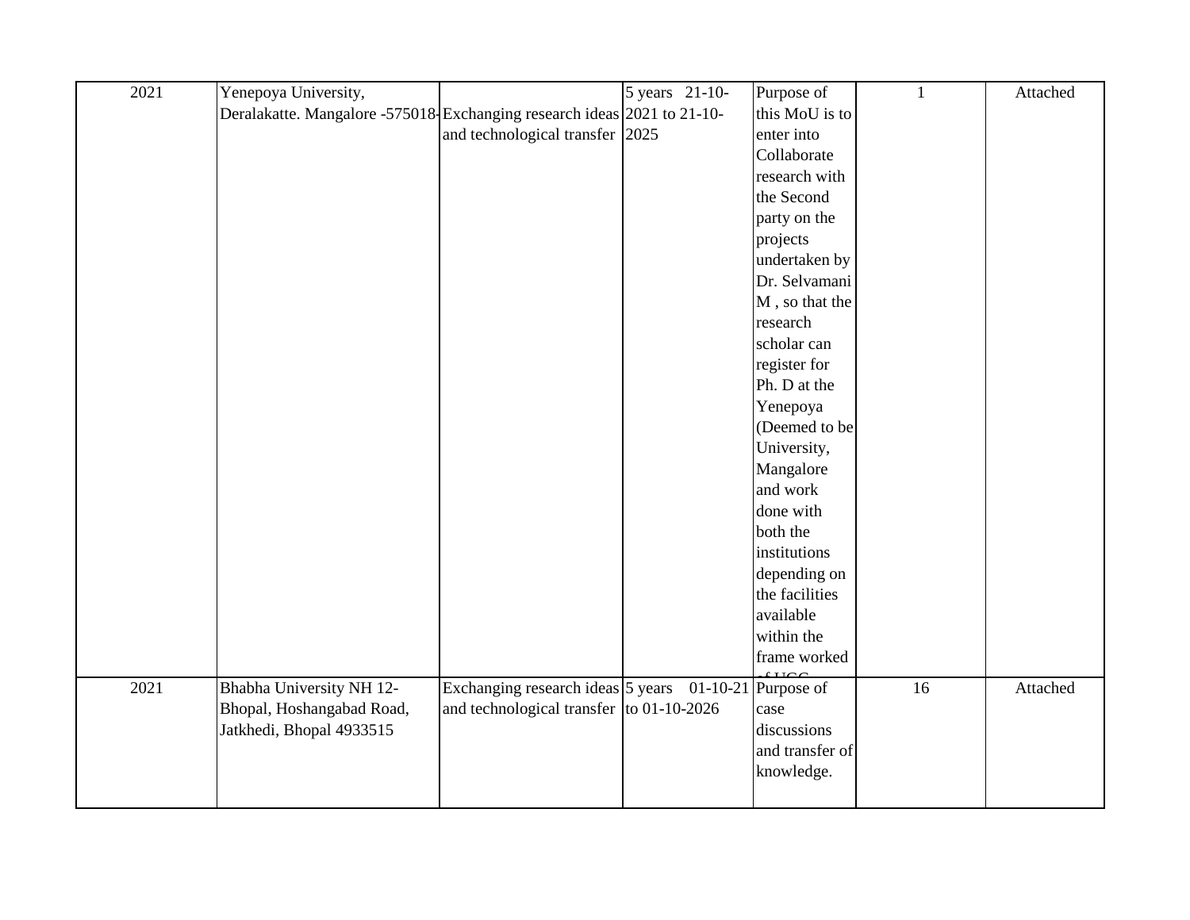| | | | | | | |
|---|---|---|---|---|---|---|
| 2021 | Yenepoya University, Deralakatte. Mangalore -575018- | Exchanging research ideas and technological transfer | 5 years 21-10-2021 to 21-10-2025 | Purpose of this MoU is to enter into Collaborate research with the Second party on the projects undertaken by Dr. Selvamani M , so that the research scholar can register for Ph. D at the Yenepoya (Deemed to be University, Mangalore and work done with both the institutions depending on the facilities available within the frame worked of UGC | 1 | Attached |
| 2021 | Bhabha University NH 12-Bhopal, Hoshangabad Road, Jatkhedi, Bhopal 4933515 | Exchanging research ideas and technological transfer | 5 years 01-10-21 to 01-10-2026 | Purpose of case discussions and transfer of knowledge. | 16 | Attached |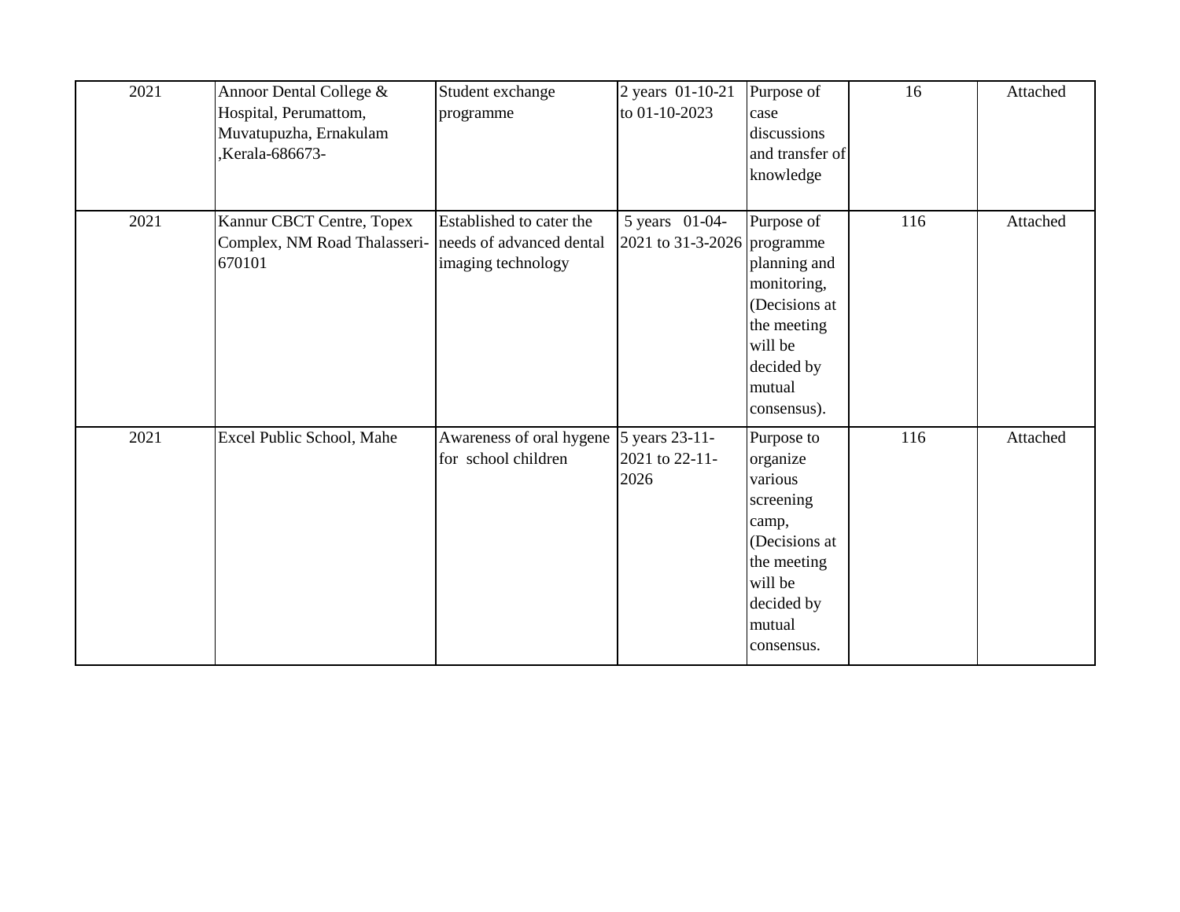| 2021 | Annoor Dental College & Hospital, Perumattom, Muvatupuzha, Ernakulam ,Kerala-686673- | Student exchange programme | 2 years 01-10-21 to 01-10-2023 | Purpose of case discussions and transfer of knowledge | 16 | Attached |
|---|---|---|---|---|---|---|
| 2021 | Kannur CBCT Centre, Topex Complex, NM Road Thalasseri-670101 | Established to cater the needs of advanced dental imaging technology | 5 years 01-04-2021 to 31-3-2026 | Purpose of programme planning and monitoring, (Decisions at the meeting will be decided by mutual consensus). | 116 | Attached |
| 2021 | Excel Public School, Mahe | Awareness of oral hygene for school children | 5 years 23-11-2021 to 22-11-2026 | Purpose to organize various screening camp, (Decisions at the meeting will be decided by mutual consensus. | 116 | Attached |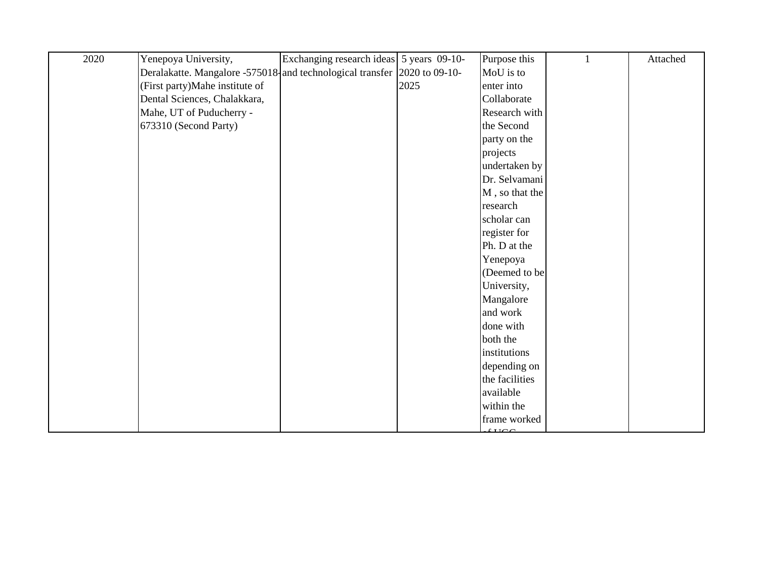| | | | | | | |
|---|---|---|---|---|---|---|
| 2020 | Yenepoya University, Deralakatte. Mangalore -575018-(First party)Mahe institute of Dental Sciences, Chalakkara, Mahe, UT of Puducherry - 673310 (Second Party) | Exchanging research ideas and technological transfer | 5 years 09-10-2020 to 09-10-2025 | Purpose this MoU is to enter into Collaborate Research with the Second party on the projects undertaken by Dr. Selvamani M , so that the research scholar can register for Ph. D at the Yenepoya (Deemed to be University, Mangalore and work done with both the institutions depending on the facilities available within the frame worked of UGC | 1 | Attached |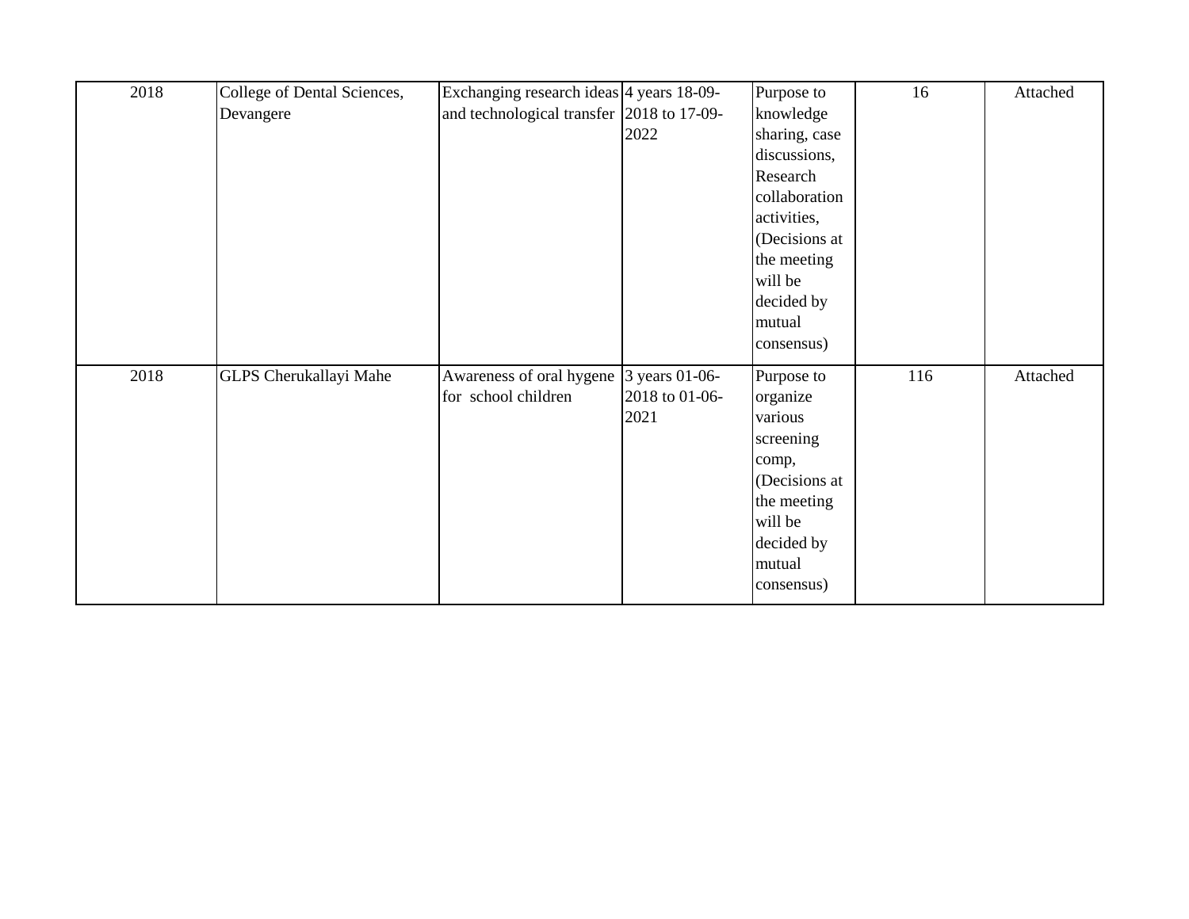| | | | | | | |
|---|---|---|---|---|---|---|
| 2018 | College of Dental Sciences, Devangere | Exchanging research ideas and technological transfer | 4 years 18-09-2018 to 17-09-2022 | Purpose to knowledge sharing, case discussions, Research collaboration activities, (Decisions at the meeting will be decided by mutual consensus) | 16 | Attached |
| 2018 | GLPS Cherukallayi Mahe | Awareness of oral hygene for school children | 3 years 01-06-2018 to 01-06-2021 | Purpose to organize various screening comp, (Decisions at the meeting will be decided by mutual consensus) | 116 | Attached |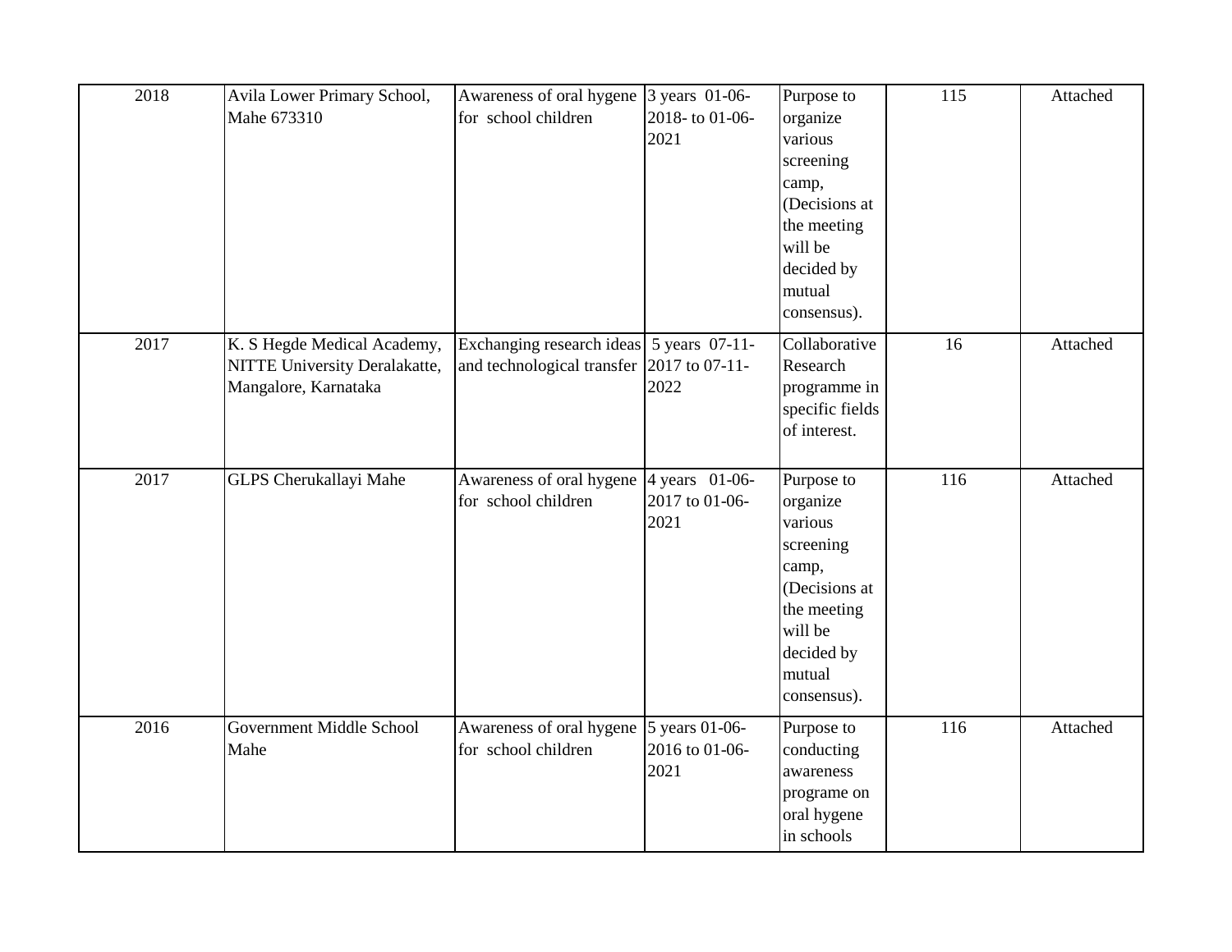| | | | | | | |
|---|---|---|---|---|---|---|
| 2018 | Avila Lower Primary School, Mahe 673310 | Awareness of oral hygene for school children | 3 years 01-06-2018- to 01-06-2021 | Purpose to organize various screening camp, (Decisions at the meeting will be decided by mutual consensus). | 115 | Attached |
| 2017 | K. S Hegde Medical Academy, NITTE University Deralakatte, Mangalore, Karnataka | Exchanging research ideas and technological transfer | 5 years 07-11-2017 to 07-11-2022 | Collaborative Research programme in specific fields of interest. | 16 | Attached |
| 2017 | GLPS Cherukallayi Mahe | Awareness of oral hygene for school children | 4 years 01-06-2017 to 01-06-2021 | Purpose to organize various screening camp, (Decisions at the meeting will be decided by mutual consensus). | 116 | Attached |
| 2016 | Government Middle School Mahe | Awareness of oral hygene for school children | 5 years 01-06-2016 to 01-06-2021 | Purpose to conducting awareness programe on oral hygene in schools | 116 | Attached |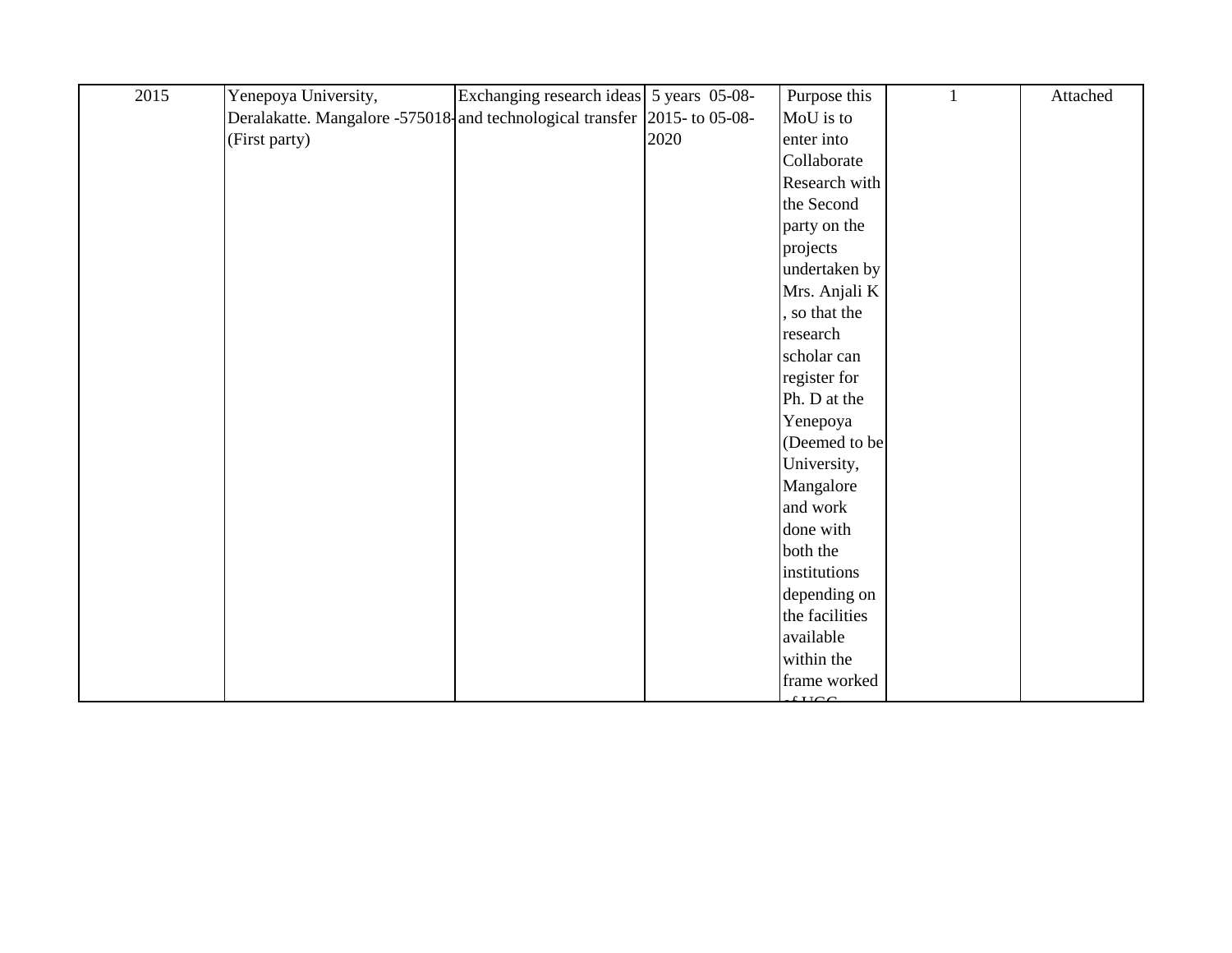| | | | | | | |
|---|---|---|---|---|---|---|
| 2015 | Yenepoya University, Deralakatte. Mangalore -575018- (First party) | Exchanging research ideas and technological transfer | 5 years 05-08-2015- to 05-08-2020 | Purpose this MoU is to enter into Collaborate Research with the Second party on the projects undertaken by Mrs. Anjali K , so that the research scholar can register for Ph. D at the Yenepoya (Deemed to be University, Mangalore and work done with both the institutions depending on the facilities available within the frame worked of UGC | 1 | Attached |